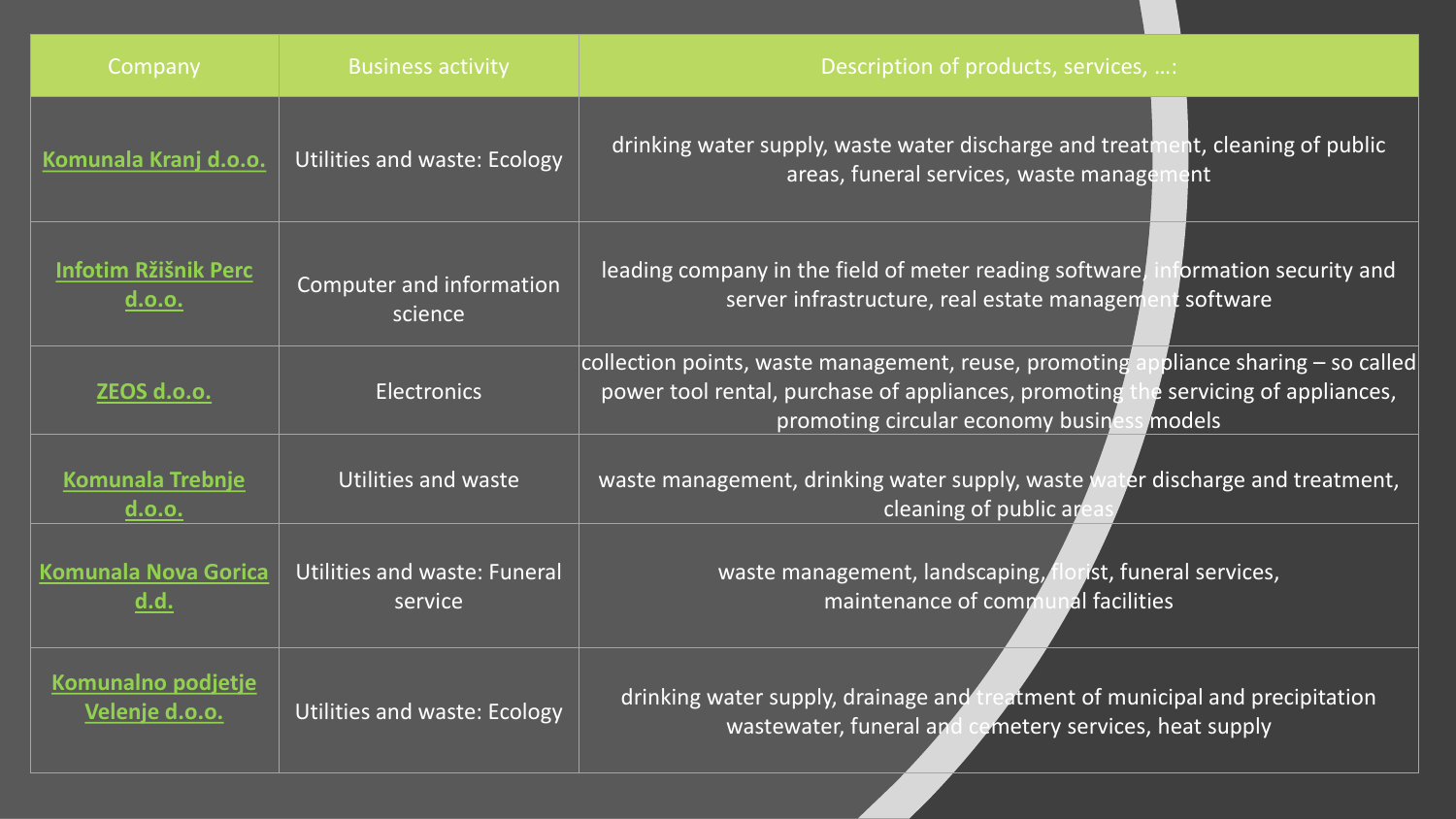| Company | Business activity | Description of products, services, …: |
| --- | --- | --- |
| Komunala Kranj d.o.o. | Utilities and waste: Ecology | drinking water supply, waste water discharge and treatment, cleaning of public areas, funeral services, waste management |
| Infotim Ržišnik Perc d.o.o. | Computer and information science | leading company in the field of meter reading software, information security and server infrastructure, real estate management software |
| ZEOS d.o.o. | Electronics | collection points, waste management, reuse, promoting appliance sharing – so called power tool rental, purchase of appliances, promoting the servicing of appliances, promoting circular economy business models |
| Komunala Trebnje d.o.o. | Utilities and waste | waste management, drinking water supply, waste water discharge and treatment, cleaning of public areas |
| Komunala Nova Gorica d.d. | Utilities and waste: Funeral service | waste management, landscaping, florist, funeral services, maintenance of communal facilities |
| Komunalno podjetje Velenje d.o.o. | Utilities and waste: Ecology | drinking water supply, drainage and treatment of municipal and precipitation wastewater, funeral and cemetery services, heat supply |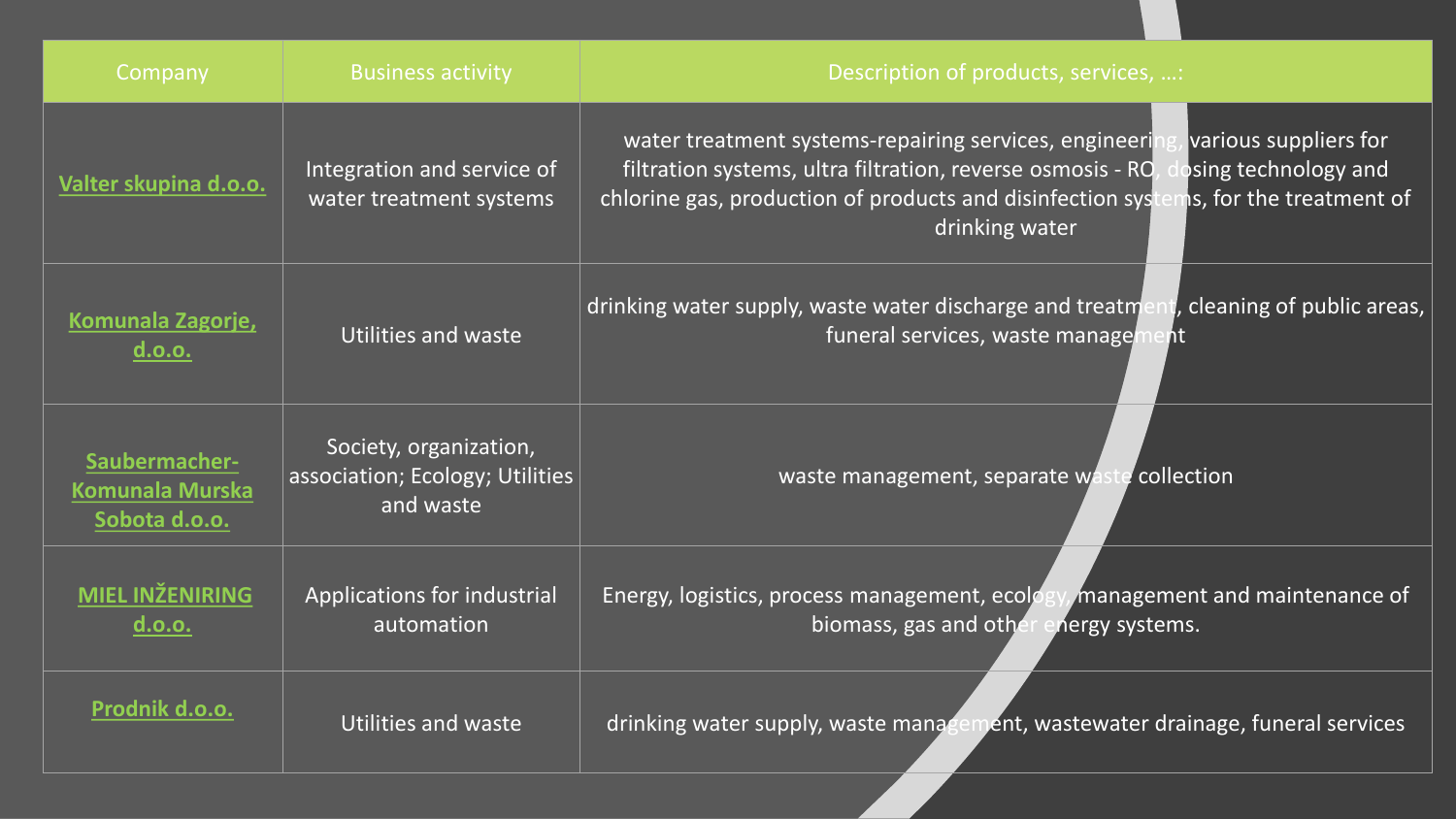| Company | Business activity | Description of products, services, …: |
| --- | --- | --- |
| Valter skupina d.o.o. | Integration and service of water treatment systems | water treatment systems-repairing services, engineering, various suppliers for filtration systems, ultra filtration, reverse osmosis - RO, dosing technology and chlorine gas, production of products and disinfection systems, for the treatment of drinking water |
| Komunala Zagorje, d.o.o. | Utilities and waste | drinking water supply, waste water discharge and treatment, cleaning of public areas, funeral services, waste management |
| Saubermacher-Komunala Murska Sobota d.o.o. | Society, organization, association; Ecology; Utilities and waste | waste management, separate waste collection |
| MIEL INŽENIRING d.o.o. | Applications for industrial automation | Energy, logistics, process management, ecology, management and maintenance of biomass, gas and other energy systems. |
| Prodnik d.o.o. | Utilities and waste | drinking water supply, waste management, wastewater drainage, funeral services |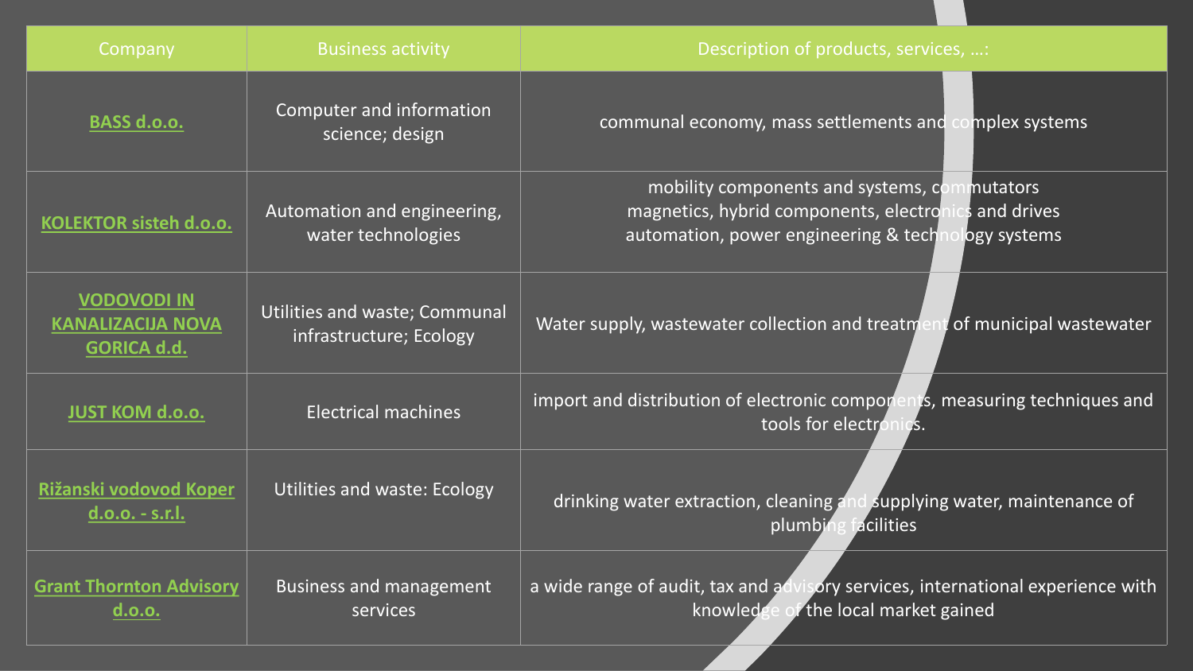| Company | Business activity | Description of products, services, …: |
|---|---|---|
| **BASS d.o.o.** | Computer and information science; design | communal economy, mass settlements and complex systems |
| **KOLEKTOR sisteh d.o.o.** | Automation and engineering, water technologies | mobility components and systems, commutators<br>magnetics, hybrid components, electronics and drives<br>automation, power engineering & technology systems |
| **VODOVODI IN KANALIZACIJA NOVA GORICA d.d.** | Utilities and waste; Communal infrastructure; Ecology | Water supply, wastewater collection and treatment of municipal wastewater |
| **JUST KOM d.o.o.** | Electrical machines | import and distribution of electronic components, measuring techniques and tools for electronics. |
| **Rižanski vodovod Koper d.o.o. - s.r.l.** | Utilities and waste: Ecology | drinking water extraction, cleaning and supplying water, maintenance of plumbing facilities |
| **Grant Thornton Advisory d.o.o.** | Business and management services | a wide range of audit, tax and advisory services, international experience with knowledge of the local market gained |